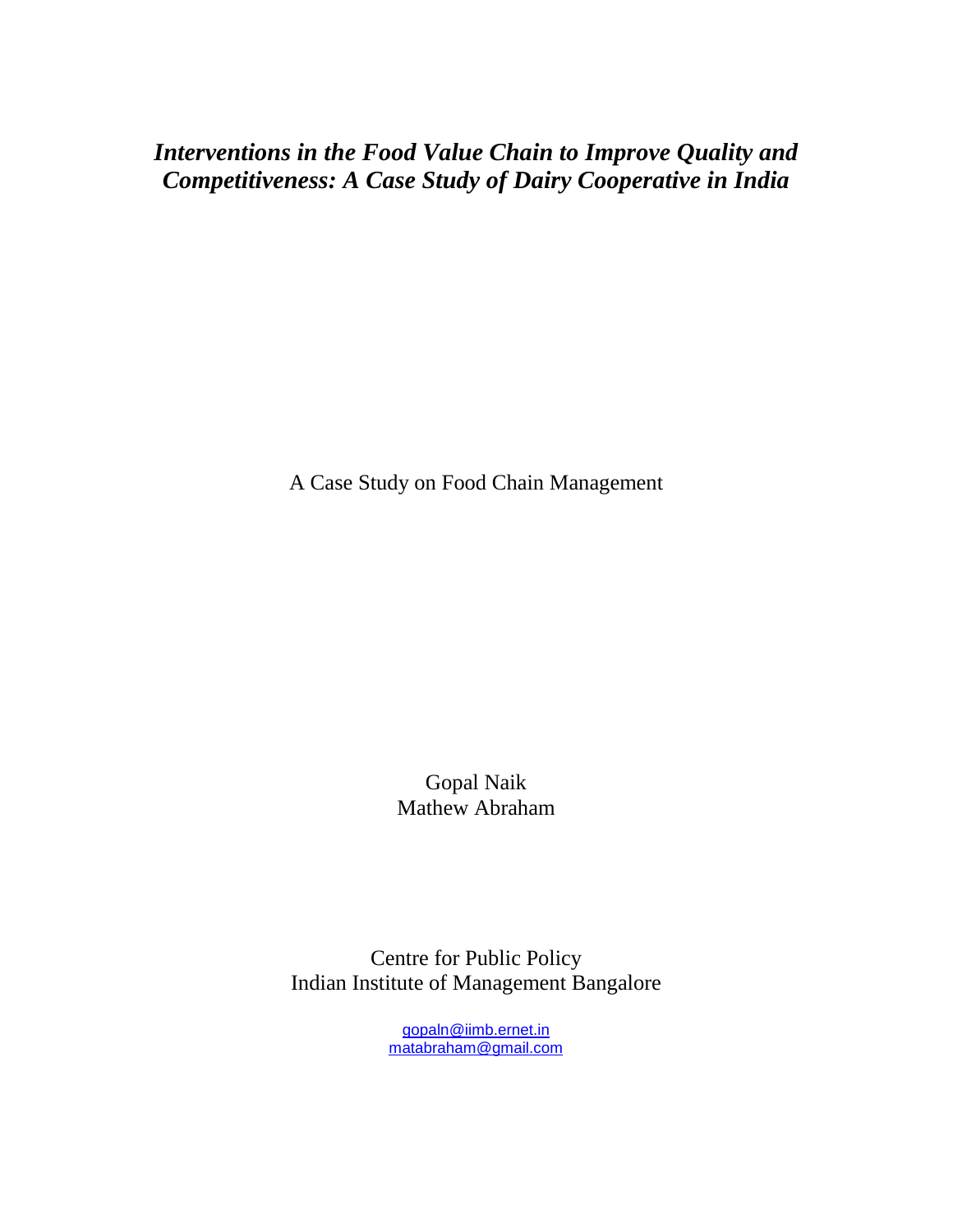# *Interventions in the Food Value Chain to Improve Quality and Competitiveness: A Case Study of Dairy Cooperative in India*

A Case Study on Food Chain Management

Gopal Naik
Mathew Abraham

Centre for Public Policy
Indian Institute of Management Bangalore

gopaln@iimb.ernet.in
matabraham@gmail.com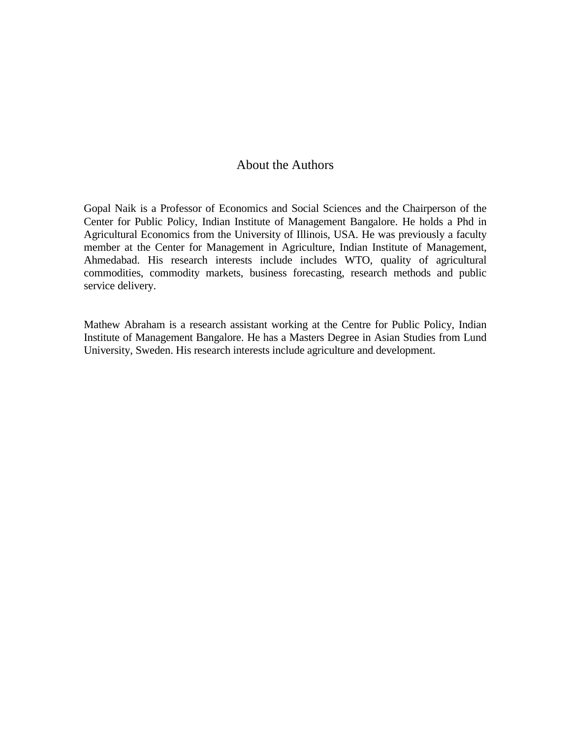# About the Authors

Gopal Naik is a Professor of Economics and Social Sciences and the Chairperson of the Center for Public Policy, Indian Institute of Management Bangalore. He holds a Phd in Agricultural Economics from the University of Illinois, USA. He was previously a faculty member at the Center for Management in Agriculture, Indian Institute of Management, Ahmedabad. His research interests include includes WTO, quality of agricultural commodities, commodity markets, business forecasting, research methods and public service delivery.

Mathew Abraham is a research assistant working at the Centre for Public Policy, Indian Institute of Management Bangalore. He has a Masters Degree in Asian Studies from Lund University, Sweden. His research interests include agriculture and development.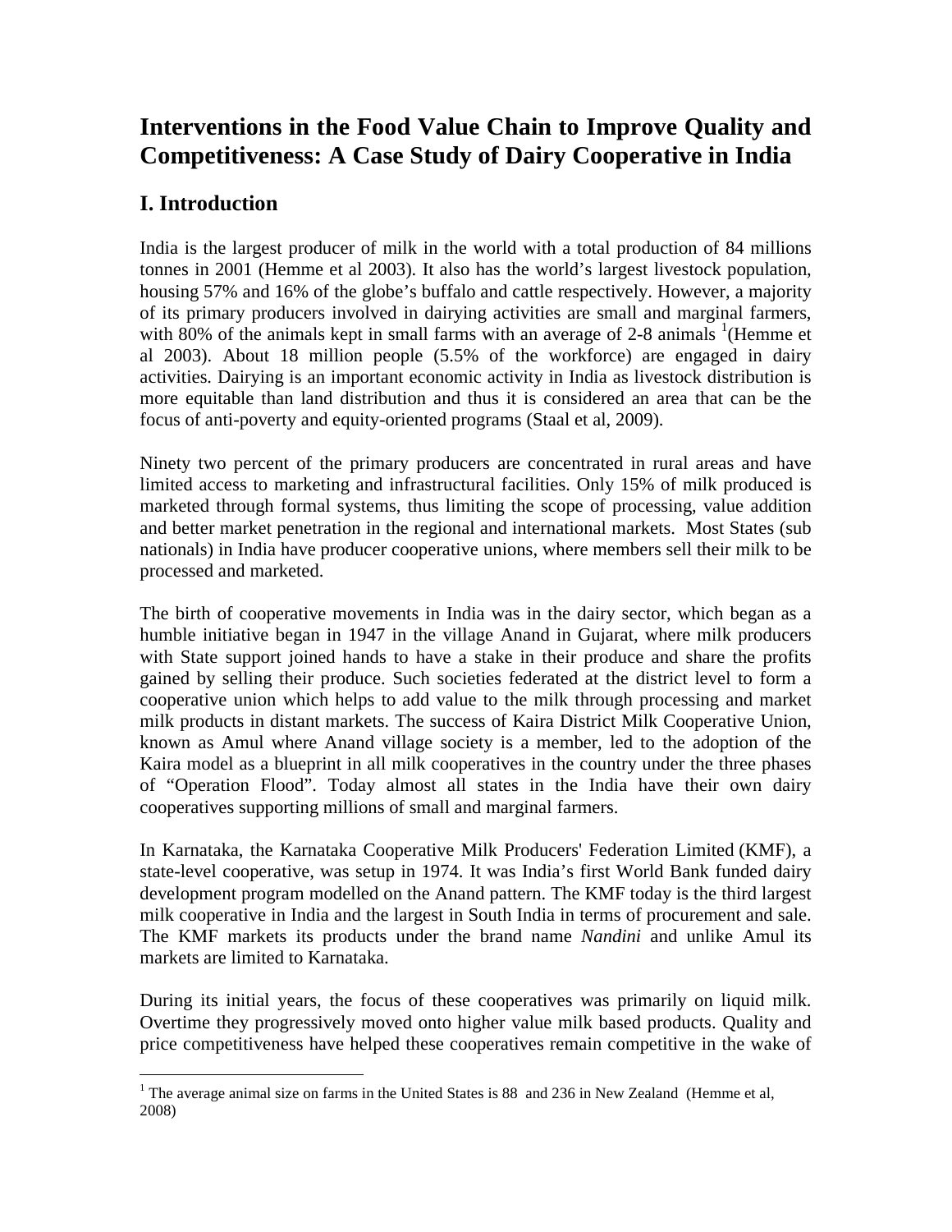# Interventions in the Food Value Chain to Improve Quality and Competitiveness: A Case Study of Dairy Cooperative in India

## I. Introduction

India is the largest producer of milk in the world with a total production of 84 millions tonnes in 2001 (Hemme et al 2003). It also has the world's largest livestock population, housing 57% and 16% of the globe's buffalo and cattle respectively. However, a majority of its primary producers involved in dairying activities are small and marginal farmers, with 80% of the animals kept in small farms with an average of 2-8 animals [1](Hemme et al 2003). About 18 million people (5.5% of the workforce) are engaged in dairy activities. Dairying is an important economic activity in India as livestock distribution is more equitable than land distribution and thus it is considered an area that can be the focus of anti-poverty and equity-oriented programs (Staal et al, 2009).

Ninety two percent of the primary producers are concentrated in rural areas and have limited access to marketing and infrastructural facilities. Only 15% of milk produced is marketed through formal systems, thus limiting the scope of processing, value addition and better market penetration in the regional and international markets. Most States (sub nationals) in India have producer cooperative unions, where members sell their milk to be processed and marketed.

The birth of cooperative movements in India was in the dairy sector, which began as a humble initiative began in 1947 in the village Anand in Gujarat, where milk producers with State support joined hands to have a stake in their produce and share the profits gained by selling their produce. Such societies federated at the district level to form a cooperative union which helps to add value to the milk through processing and market milk products in distant markets. The success of Kaira District Milk Cooperative Union, known as Amul where Anand village society is a member, led to the adoption of the Kaira model as a blueprint in all milk cooperatives in the country under the three phases of "Operation Flood". Today almost all states in the India have their own dairy cooperatives supporting millions of small and marginal farmers.

In Karnataka, the Karnataka Cooperative Milk Producers' Federation Limited (KMF), a state-level cooperative, was setup in 1974. It was India's first World Bank funded dairy development program modelled on the Anand pattern. The KMF today is the third largest milk cooperative in India and the largest in South India in terms of procurement and sale. The KMF markets its products under the brand name *Nandini* and unlike Amul its markets are limited to Karnataka.

During its initial years, the focus of these cooperatives was primarily on liquid milk. Overtime they progressively moved onto higher value milk based products. Quality and price competitiveness have helped these cooperatives remain competitive in the wake of

---

[1] The average animal size on farms in the United States is 88 and 236 in New Zealand (Hemme et al, 2008)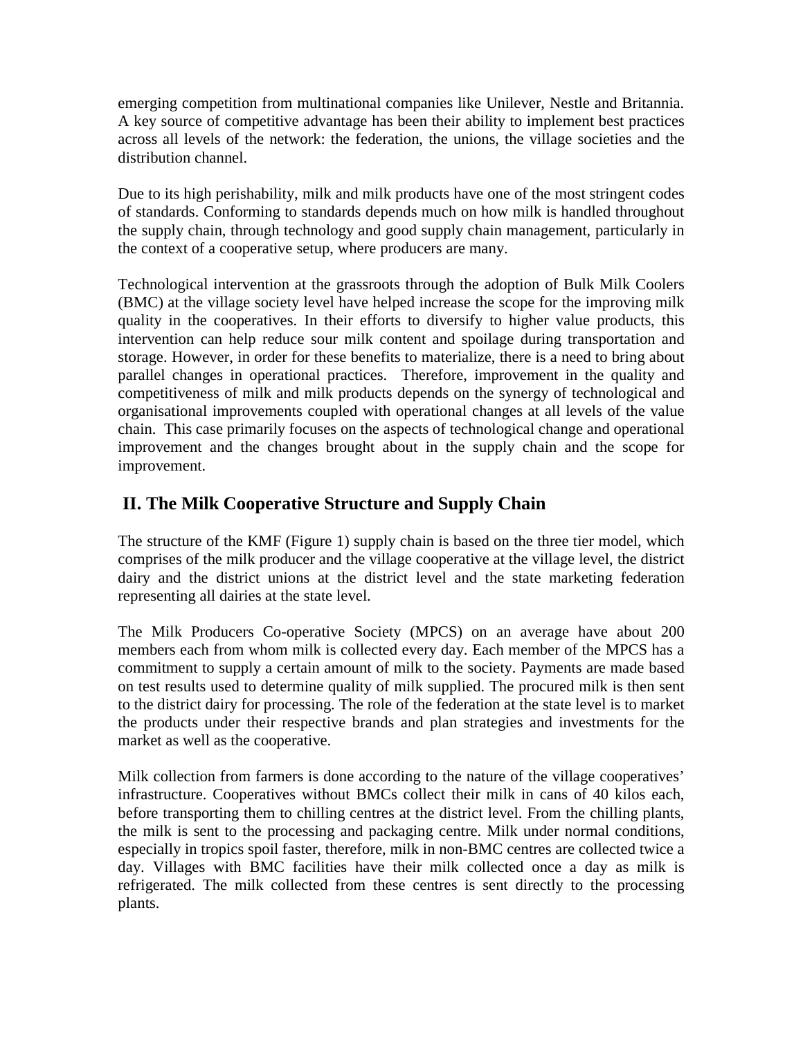emerging competition from multinational companies like Unilever, Nestle and Britannia. A key source of competitive advantage has been their ability to implement best practices across all levels of the network: the federation, the unions, the village societies and the distribution channel.

Due to its high perishability, milk and milk products have one of the most stringent codes of standards. Conforming to standards depends much on how milk is handled throughout the supply chain, through technology and good supply chain management, particularly in the context of a cooperative setup, where producers are many.

Technological intervention at the grassroots through the adoption of Bulk Milk Coolers (BMC) at the village society level have helped increase the scope for the improving milk quality in the cooperatives. In their efforts to diversify to higher value products, this intervention can help reduce sour milk content and spoilage during transportation and storage. However, in order for these benefits to materialize, there is a need to bring about parallel changes in operational practices. Therefore, improvement in the quality and competitiveness of milk and milk products depends on the synergy of technological and organisational improvements coupled with operational changes at all levels of the value chain. This case primarily focuses on the aspects of technological change and operational improvement and the changes brought about in the supply chain and the scope for improvement.

## II. The Milk Cooperative Structure and Supply Chain

The structure of the KMF (Figure 1) supply chain is based on the three tier model, which comprises of the milk producer and the village cooperative at the village level, the district dairy and the district unions at the district level and the state marketing federation representing all dairies at the state level.

The Milk Producers Co-operative Society (MPCS) on an average have about 200 members each from whom milk is collected every day. Each member of the MPCS has a commitment to supply a certain amount of milk to the society. Payments are made based on test results used to determine quality of milk supplied. The procured milk is then sent to the district dairy for processing. The role of the federation at the state level is to market the products under their respective brands and plan strategies and investments for the market as well as the cooperative.

Milk collection from farmers is done according to the nature of the village cooperatives' infrastructure. Cooperatives without BMCs collect their milk in cans of 40 kilos each, before transporting them to chilling centres at the district level. From the chilling plants, the milk is sent to the processing and packaging centre. Milk under normal conditions, especially in tropics spoil faster, therefore, milk in non-BMC centres are collected twice a day. Villages with BMC facilities have their milk collected once a day as milk is refrigerated. The milk collected from these centres is sent directly to the processing plants.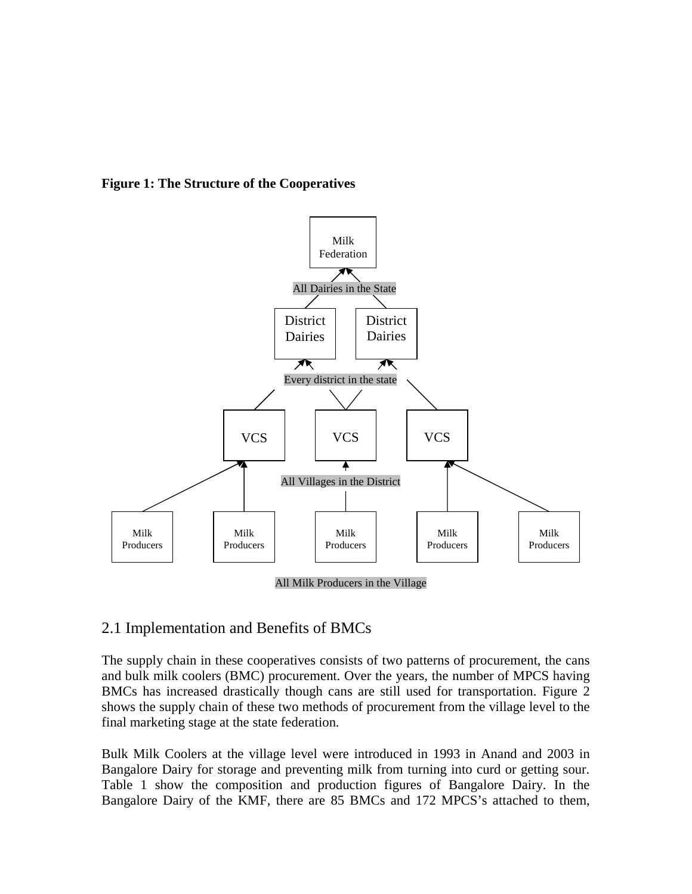**Figure 1: The Structure of the Cooperatives**

Milk Federation

All Dairies in the State

District Dairies | District Dairies

Every district in the state

VCS | VCS | VCS

All Villages in the District

Milk Producers | Milk Producers | Milk Producers | Milk Producers | Milk Producers

All Milk Producers in the Village

## 2.1 Implementation and Benefits of BMCs

The supply chain in these cooperatives consists of two patterns of procurement, the cans and bulk milk coolers (BMC) procurement. Over the years, the number of MPCS having BMCs has increased drastically though cans are still used for transportation. Figure 2 shows the supply chain of these two methods of procurement from the village level to the final marketing stage at the state federation.

Bulk Milk Coolers at the village level were introduced in 1993 in Anand and 2003 in Bangalore Dairy for storage and preventing milk from turning into curd or getting sour. Table 1 show the composition and production figures of Bangalore Dairy. In the Bangalore Dairy of the KMF, there are 85 BMCs and 172 MPCS's attached to them,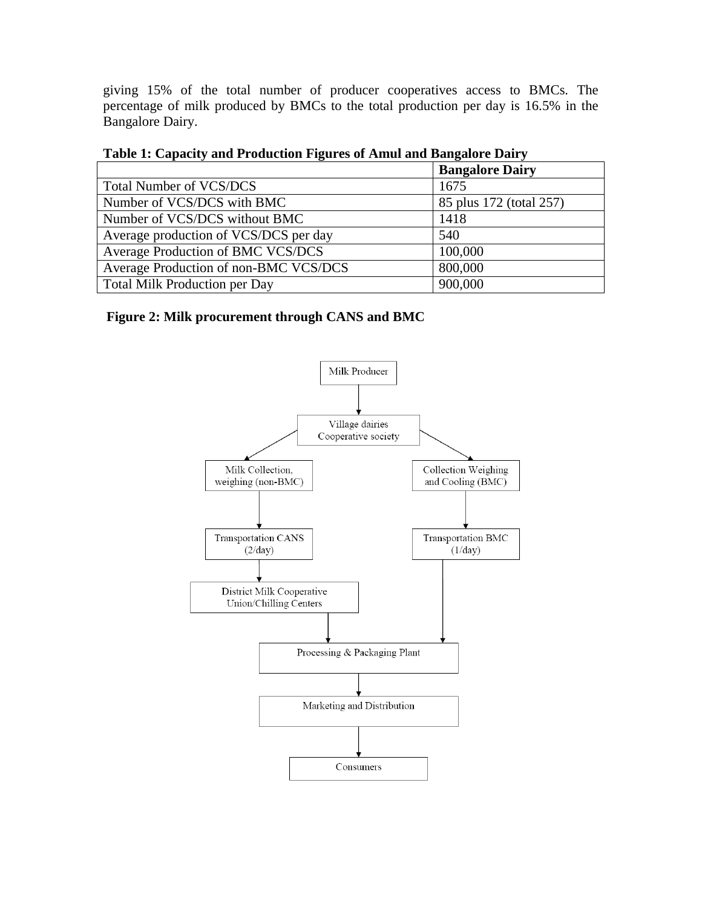giving 15% of the total number of producer cooperatives access to BMCs. The percentage of milk produced by BMCs to the total production per day is 16.5% in the Bangalore Dairy.

**Table 1: Capacity and Production Figures of Amul and Bangalore Dairy**

| | **Bangalore Dairy** |
|---|---|
| Total Number of VCS/DCS | 1675 |
| Number of VCS/DCS with BMC | 85 plus 172 (total 257) |
| Number of VCS/DCS without BMC | 1418 |
| Average production of VCS/DCS per day | 540 |
| Average Production of BMC VCS/DCS | 100,000 |
| Average Production of non-BMC VCS/DCS | 800,000 |
| Total Milk Production per Day | 900,000 |

**Figure 2: Milk procurement through CANS and BMC**

Milk Producer

Village dairies Cooperative society

Milk Collection, weighing (non-BMC)

Collection Weighing and Cooling (BMC)

Transportation CANS (2/day)

Transportation BMC (1/day)

District Milk Cooperative Union/Chilling Centers

Processing & Packaging Plant

Marketing and Distribution

Consumers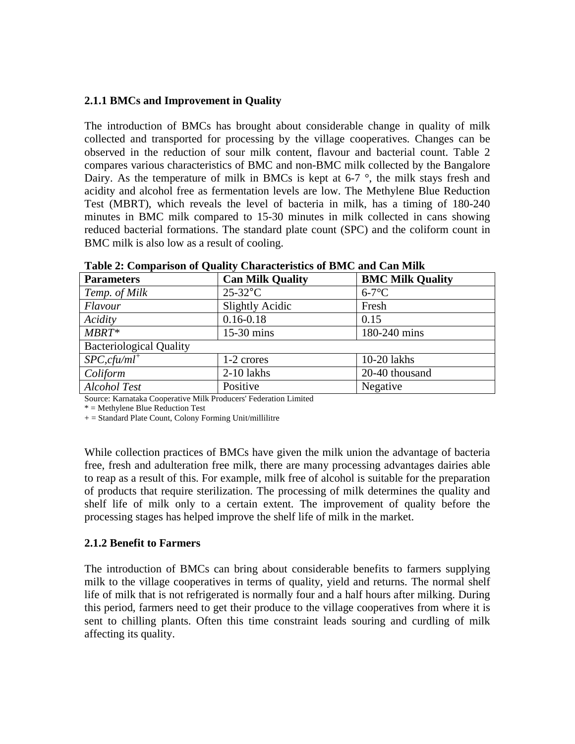### 2.1.1 BMCs and Improvement in Quality

The introduction of BMCs has brought about considerable change in quality of milk collected and transported for processing by the village cooperatives. Changes can be observed in the reduction of sour milk content, flavour and bacterial count. Table 2 compares various characteristics of BMC and non-BMC milk collected by the Bangalore Dairy. As the temperature of milk in BMCs is kept at 6-7 °, the milk stays fresh and acidity and alcohol free as fermentation levels are low. The Methylene Blue Reduction Test (MBRT), which reveals the level of bacteria in milk, has a timing of 180-240 minutes in BMC milk compared to 15-30 minutes in milk collected in cans showing reduced bacterial formations. The standard plate count (SPC) and the coliform count in BMC milk is also low as a result of cooling.

**Table 2: Comparison of Quality Characteristics of BMC and Can Milk**

| **Parameters** | **Can Milk Quality** | **BMC Milk Quality** |
|---|---|---|
| *Temp. of Milk* | 25-32°C | 6-7°C |
| *Flavour* | Slightly Acidic | Fresh |
| *Acidity* | 0.16-0.18 | 0.15 |
| *MBRT** | 15-30 mins | 180-240 mins |
| Bacteriological Quality | | |
| *SPC,cfu/ml*+ | 1-2 crores | 10-20 lakhs |
| *Coliform* | 2-10 lakhs | 20-40 thousand |
| *Alcohol Test* | Positive | Negative |

Source: Karnataka Cooperative Milk Producers' Federation Limited

* = Methylene Blue Reduction Test

+ = Standard Plate Count, Colony Forming Unit/millilitre

While collection practices of BMCs have given the milk union the advantage of bacteria free, fresh and adulteration free milk, there are many processing advantages dairies able to reap as a result of this. For example, milk free of alcohol is suitable for the preparation of products that require sterilization. The processing of milk determines the quality and shelf life of milk only to a certain extent. The improvement of quality before the processing stages has helped improve the shelf life of milk in the market.

### 2.1.2 Benefit to Farmers

The introduction of BMCs can bring about considerable benefits to farmers supplying milk to the village cooperatives in terms of quality, yield and returns. The normal shelf life of milk that is not refrigerated is normally four and a half hours after milking. During this period, farmers need to get their produce to the village cooperatives from where it is sent to chilling plants. Often this time constraint leads souring and curdling of milk affecting its quality.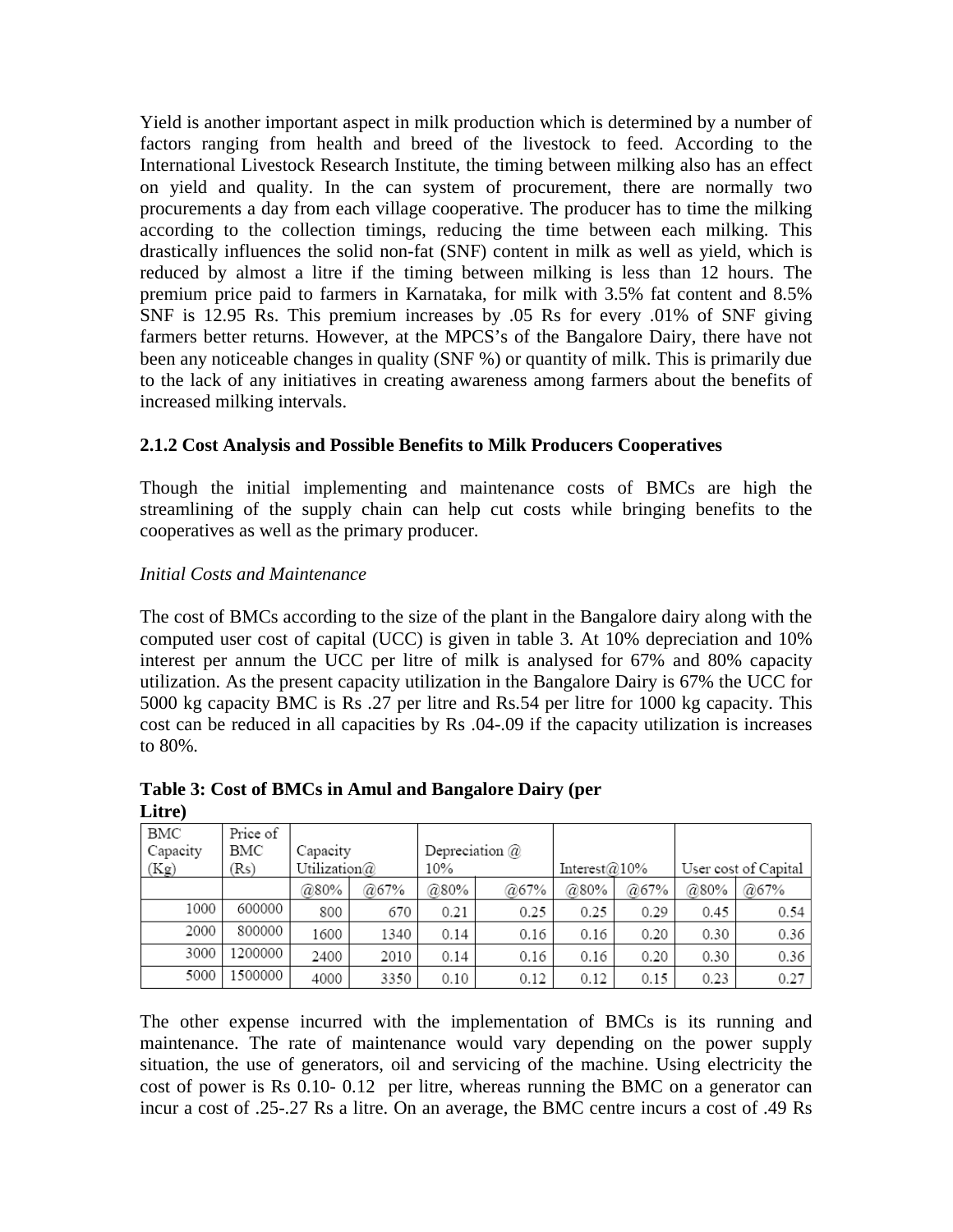Yield is another important aspect in milk production which is determined by a number of factors ranging from health and breed of the livestock to feed. According to the International Livestock Research Institute, the timing between milking also has an effect on yield and quality. In the can system of procurement, there are normally two procurements a day from each village cooperative. The producer has to time the milking according to the collection timings, reducing the time between each milking. This drastically influences the solid non-fat (SNF) content in milk as well as yield, which is reduced by almost a litre if the timing between milking is less than 12 hours. The premium price paid to farmers in Karnataka, for milk with 3.5% fat content and 8.5% SNF is 12.95 Rs. This premium increases by .05 Rs for every .01% of SNF giving farmers better returns. However, at the MPCS's of the Bangalore Dairy, there have not been any noticeable changes in quality (SNF %) or quantity of milk. This is primarily due to the lack of any initiatives in creating awareness among farmers about the benefits of increased milking intervals.

### 2.1.2 Cost Analysis and Possible Benefits to Milk Producers Cooperatives

Though the initial implementing and maintenance costs of BMCs are high the streamlining of the supply chain can help cut costs while bringing benefits to the cooperatives as well as the primary producer.

*Initial Costs and Maintenance*

The cost of BMCs according to the size of the plant in the Bangalore dairy along with the computed user cost of capital (UCC) is given in table 3. At 10% depreciation and 10% interest per annum the UCC per litre of milk is analysed for 67% and 80% capacity utilization. As the present capacity utilization in the Bangalore Dairy is 67% the UCC for 5000 kg capacity BMC is Rs .27 per litre and Rs.54 per litre for 1000 kg capacity. This cost can be reduced in all capacities by Rs .04-.09 if the capacity utilization is increases to 80%.

**Table 3: Cost of BMCs in Amul and Bangalore Dairy (per Litre)**

| BMC Capacity (Kg) | Price of BMC (Rs) | Capacity Utilization@ | | Depreciation @ 10% | | Interest@10% | | User cost of Capital | |
|---|---|---|---|---|---|---|---|---|---|
| | | @80% | @67% | @80% | @67% | @80% | @67% | @80% | @67% |
| 1000 | 600000 | 800 | 670 | 0.21 | 0.25 | 0.25 | 0.29 | 0.45 | 0.54 |
| 2000 | 800000 | 1600 | 1340 | 0.14 | 0.16 | 0.16 | 0.20 | 0.30 | 0.36 |
| 3000 | 1200000 | 2400 | 2010 | 0.14 | 0.16 | 0.16 | 0.20 | 0.30 | 0.36 |
| 5000 | 1500000 | 4000 | 3350 | 0.10 | 0.12 | 0.12 | 0.15 | 0.23 | 0.27 |

The other expense incurred with the implementation of BMCs is its running and maintenance. The rate of maintenance would vary depending on the power supply situation, the use of generators, oil and servicing of the machine. Using electricity the cost of power is Rs 0.10- 0.12 per litre, whereas running the BMC on a generator can incur a cost of .25-.27 Rs a litre. On an average, the BMC centre incurs a cost of .49 Rs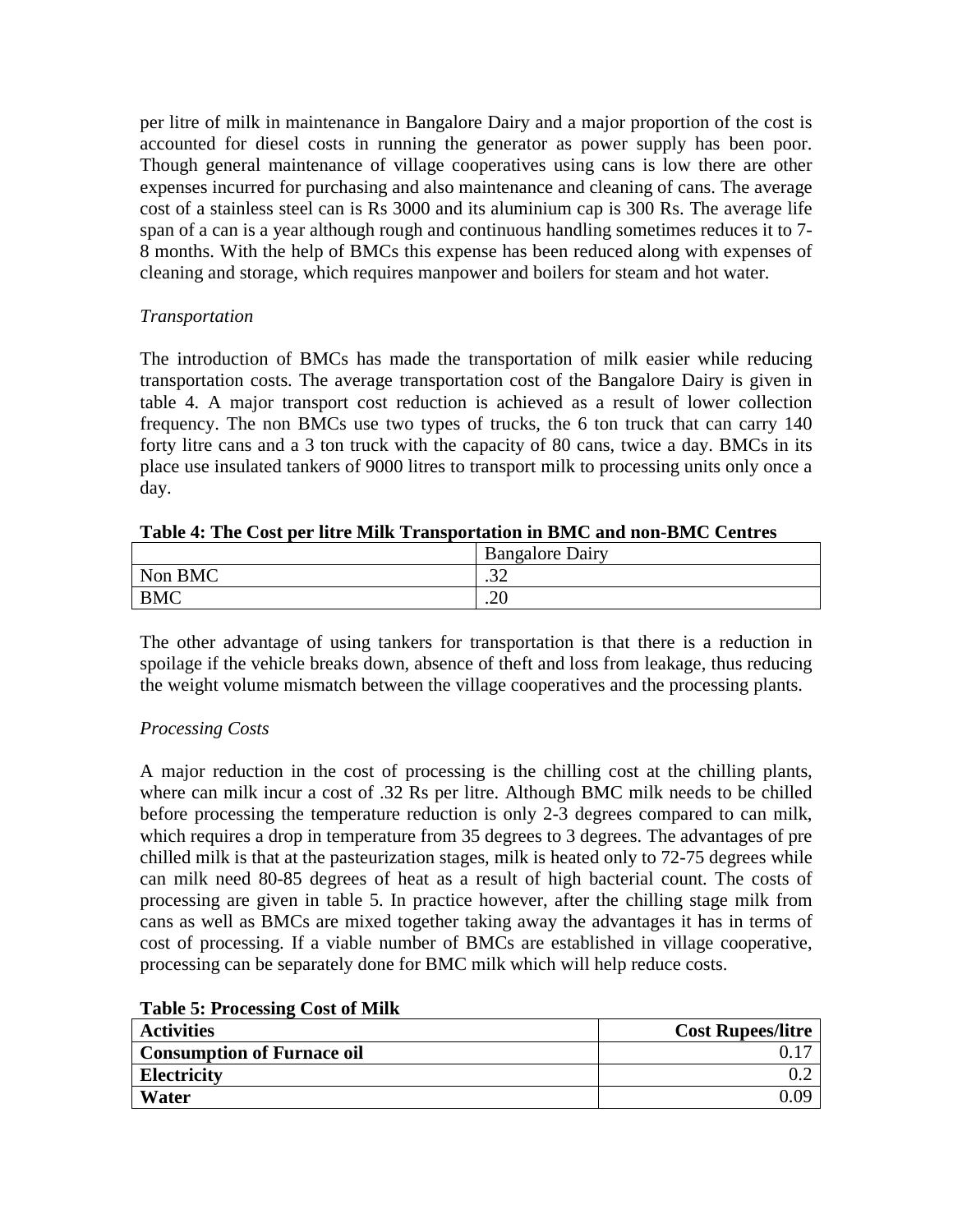per litre of milk in maintenance in Bangalore Dairy and a major proportion of the cost is accounted for diesel costs in running the generator as power supply has been poor. Though general maintenance of village cooperatives using cans is low there are other expenses incurred for purchasing and also maintenance and cleaning of cans. The average cost of a stainless steel can is Rs 3000 and its aluminium cap is 300 Rs. The average life span of a can is a year although rough and continuous handling sometimes reduces it to 7-8 months. With the help of BMCs this expense has been reduced along with expenses of cleaning and storage, which requires manpower and boilers for steam and hot water.

*Transportation*

The introduction of BMCs has made the transportation of milk easier while reducing transportation costs. The average transportation cost of the Bangalore Dairy is given in table 4. A major transport cost reduction is achieved as a result of lower collection frequency. The non BMCs use two types of trucks, the 6 ton truck that can carry 140 forty litre cans and a 3 ton truck with the capacity of 80 cans, twice a day. BMCs in its place use insulated tankers of 9000 litres to transport milk to processing units only once a day.

**Table 4: The Cost per litre Milk Transportation in BMC and non-BMC Centres**

| | Bangalore Dairy |
|---|---|
| Non BMC | .32 |
| BMC | .20 |

The other advantage of using tankers for transportation is that there is a reduction in spoilage if the vehicle breaks down, absence of theft and loss from leakage, thus reducing the weight volume mismatch between the village cooperatives and the processing plants.

*Processing Costs*

A major reduction in the cost of processing is the chilling cost at the chilling plants, where can milk incur a cost of .32 Rs per litre. Although BMC milk needs to be chilled before processing the temperature reduction is only 2-3 degrees compared to can milk, which requires a drop in temperature from 35 degrees to 3 degrees. The advantages of pre chilled milk is that at the pasteurization stages, milk is heated only to 72-75 degrees while can milk need 80-85 degrees of heat as a result of high bacterial count. The costs of processing are given in table 5. In practice however, after the chilling stage milk from cans as well as BMCs are mixed together taking away the advantages it has in terms of cost of processing. If a viable number of BMCs are established in village cooperative, processing can be separately done for BMC milk which will help reduce costs.

**Table 5: Processing Cost of Milk**

| **Activities** | **Cost Rupees/litre** |
|---|---:|
| **Consumption of Furnace oil** | 0.17 |
| **Electricity** | 0.2 |
| **Water** | 0.09 |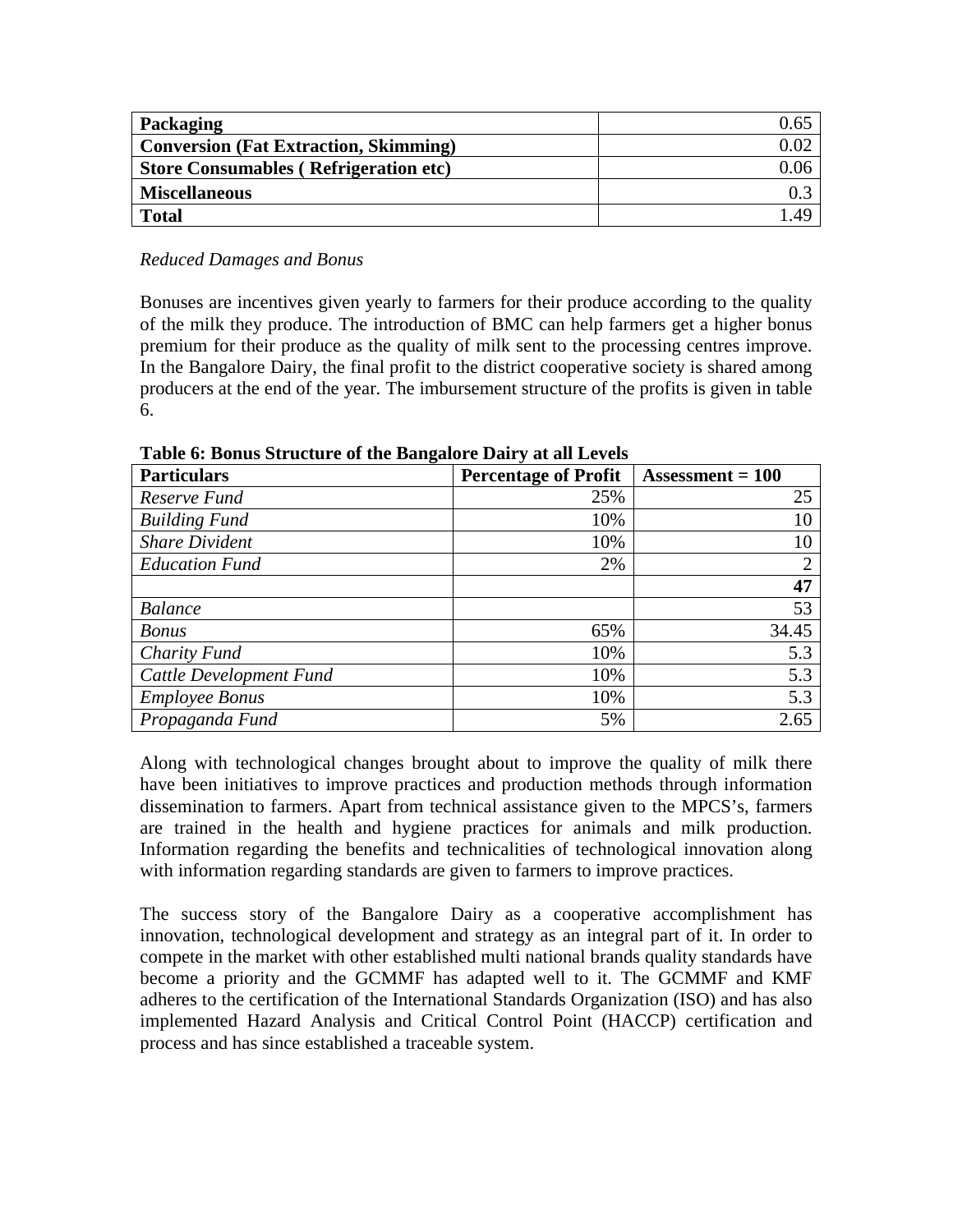| **Packaging** | 0.65 |
|---|---|
| **Conversion (Fat Extraction, Skimming)** | 0.02 |
| **Store Consumables ( Refrigeration etc)** | 0.06 |
| **Miscellaneous** | 0.3 |
| **Total** | 1.49 |

*Reduced Damages and Bonus*

Bonuses are incentives given yearly to farmers for their produce according to the quality of the milk they produce. The introduction of BMC can help farmers get a higher bonus premium for their produce as the quality of milk sent to the processing centres improve. In the Bangalore Dairy, the final profit to the district cooperative society is shared among producers at the end of the year. The imbursement structure of the profits is given in table 6.

**Table 6: Bonus Structure of the Bangalore Dairy at all Levels**

| **Particulars** | **Percentage of Profit** | **Assessment = 100** |
|---|---|---|
| *Reserve Fund* | 25% | 25 |
| *Building Fund* | 10% | 10 |
| *Share Divident* | 10% | 10 |
| *Education Fund* | 2% | 2 |
| | | **47** |
| *Balance* | | 53 |
| *Bonus* | 65% | 34.45 |
| *Charity Fund* | 10% | 5.3 |
| *Cattle Development Fund* | 10% | 5.3 |
| *Employee Bonus* | 10% | 5.3 |
| *Propaganda Fund* | 5% | 2.65 |

Along with technological changes brought about to improve the quality of milk there have been initiatives to improve practices and production methods through information dissemination to farmers. Apart from technical assistance given to the MPCS's, farmers are trained in the health and hygiene practices for animals and milk production. Information regarding the benefits and technicalities of technological innovation along with information regarding standards are given to farmers to improve practices.

The success story of the Bangalore Dairy as a cooperative accomplishment has innovation, technological development and strategy as an integral part of it. In order to compete in the market with other established multi national brands quality standards have become a priority and the GCMMF has adapted well to it. The GCMMF and KMF adheres to the certification of the International Standards Organization (ISO) and has also implemented Hazard Analysis and Critical Control Point (HACCP) certification and process and has since established a traceable system.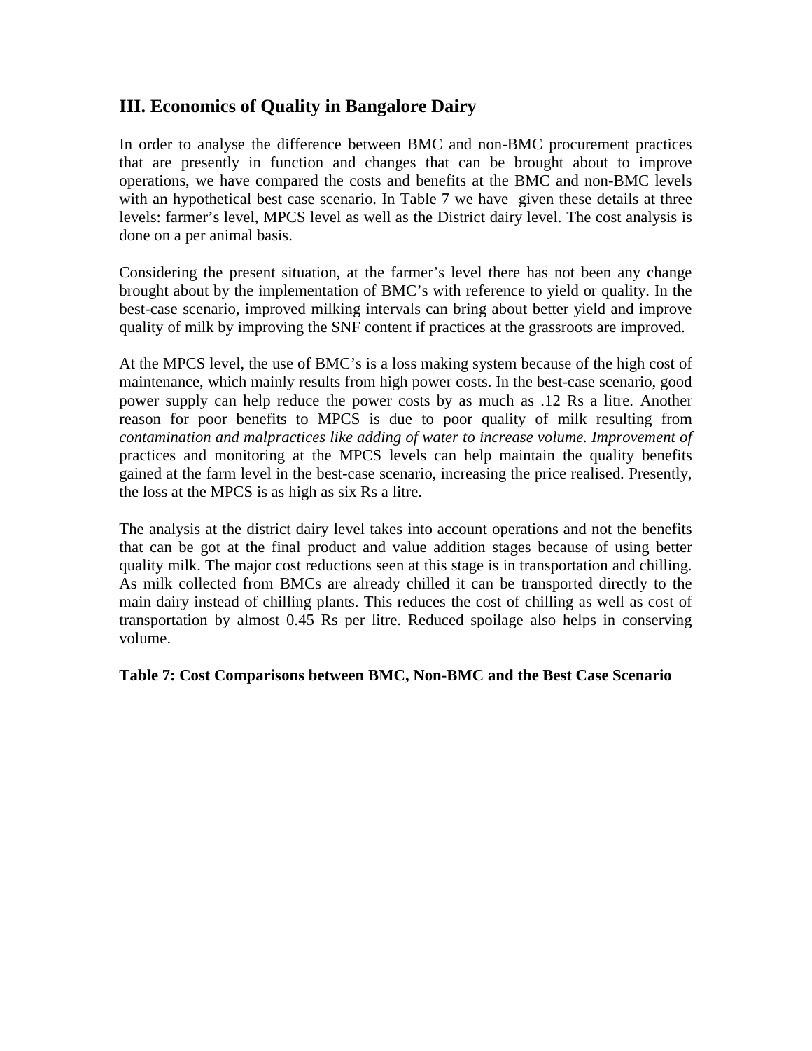## III. Economics of Quality in Bangalore Dairy

In order to analyse the difference between BMC and non-BMC procurement practices that are presently in function and changes that can be brought about to improve operations, we have compared the costs and benefits at the BMC and non-BMC levels with an hypothetical best case scenario. In Table 7 we have given these details at three levels: farmer's level, MPCS level as well as the District dairy level. The cost analysis is done on a per animal basis.

Considering the present situation, at the farmer's level there has not been any change brought about by the implementation of BMC's with reference to yield or quality. In the best-case scenario, improved milking intervals can bring about better yield and improve quality of milk by improving the SNF content if practices at the grassroots are improved.

At the MPCS level, the use of BMC's is a loss making system because of the high cost of maintenance, which mainly results from high power costs. In the best-case scenario, good power supply can help reduce the power costs by as much as .12 Rs a litre. Another reason for poor benefits to MPCS is due to poor quality of milk resulting from *contamination and malpractices like adding of water to increase volume. Improvement of* practices and monitoring at the MPCS levels can help maintain the quality benefits gained at the farm level in the best-case scenario, increasing the price realised. Presently, the loss at the MPCS is as high as six Rs a litre.

The analysis at the district dairy level takes into account operations and not the benefits that can be got at the final product and value addition stages because of using better quality milk. The major cost reductions seen at this stage is in transportation and chilling. As milk collected from BMCs are already chilled it can be transported directly to the main dairy instead of chilling plants. This reduces the cost of chilling as well as cost of transportation by almost 0.45 Rs per litre. Reduced spoilage also helps in conserving volume.

**Table 7: Cost Comparisons between BMC, Non-BMC and the Best Case Scenario**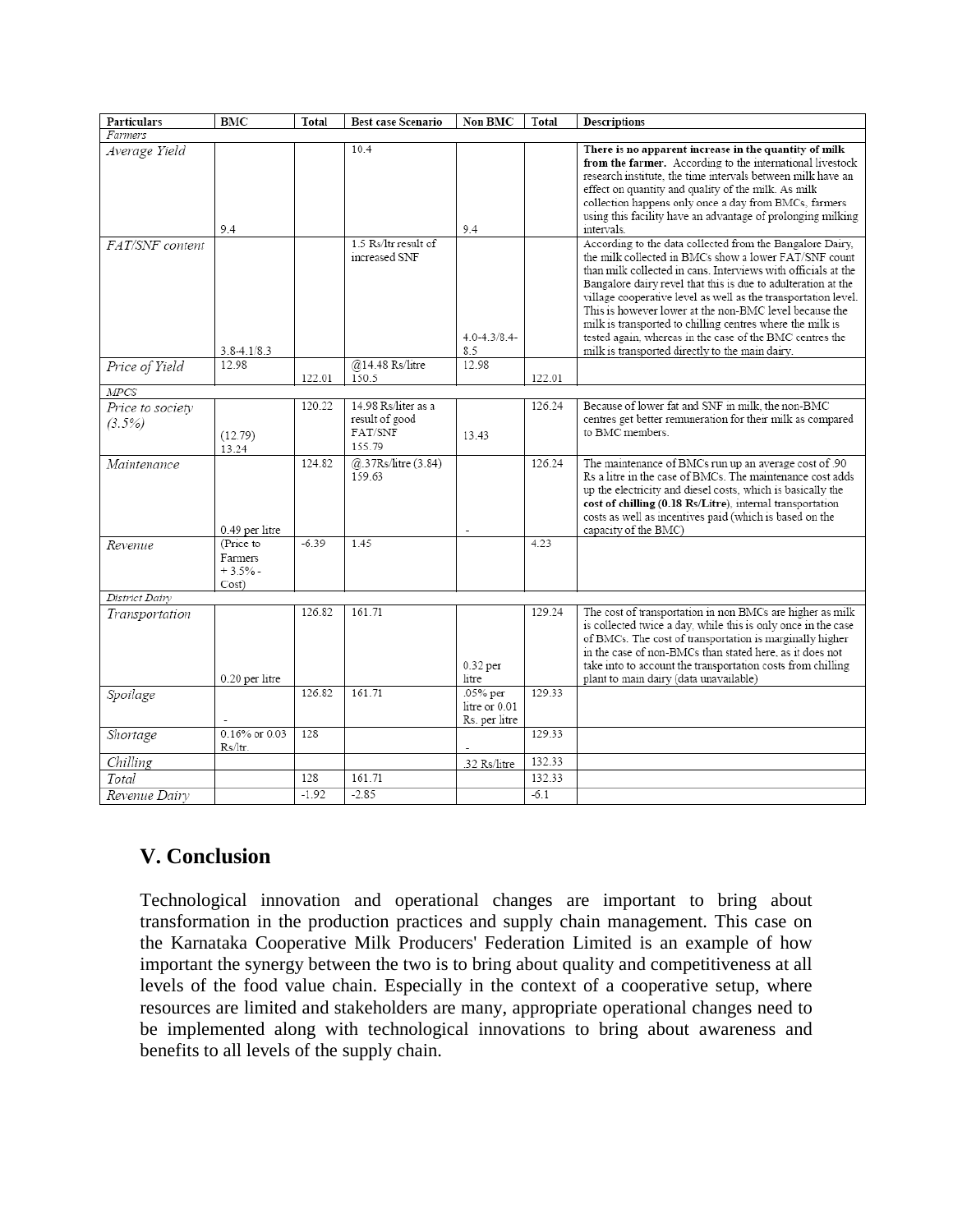| Particulars | BMC | Total | Best case Scenario | Non BMC | Total | Descriptions |
|---|---|---|---|---|---|---|
| *Farmers* | | | | | | |
| *Average Yield* | 9.4 | | 10.4 | 9.4 | | **There is no apparent increase in the quantity of milk from the farmer.** According to the international livestock research institute, the time intervals between milk have an effect on quantity and quality of the milk. As milk collection happens only once a day from BMCs, farmers using this facility have an advantage of prolonging milking intervals. |
| *FAT/SNF content* | 3.8-4.1/8.3 | | 1.5 Rs/ltr result of increased SNF | 4.0-4.3/8.4-8.5 | | According to the data collected from the Bangalore Dairy, the milk collected in BMCs show a lower FAT/SNF count than milk collected in cans. Interviews with officials at the Bangalore dairy revel that this is due to adulteration at the village cooperative level as well as the transportation level. This is however lower at the non-BMC level because the milk is transported to chilling centres where the milk is tested again, whereas in the case of the BMC centres the milk is transported directly to the main dairy. |
| *Price of Yield* | 12.98 | 122.01 | @14.48 Rs/litre 150.5 | 12.98 | 122.01 | |
| *MPCS* | | | | | | |
| *Price to society (3.5%)* | (12.79) 13.24 | 120.22 | 14.98 Rs/liter as a result of good FAT/SNF 155.79 | 13.43 | 126.24 | Because of lower fat and SNF in milk, the non-BMC centres get better remuneration for their milk as compared to BMC members. |
| *Maintenance* | 0.49 per litre | 124.82 | @.37Rs/litre (3.84) 159.63 | - | 126.24 | The maintenance of BMCs run up an average cost of .90 Rs a litre in the case of BMCs. The maintenance cost adds up the electricity and diesel costs, which is basically the **cost of chilling (0.18 Rs/Litre)**, internal transportation costs as well as incentives paid (which is based on the capacity of the BMC) |
| *Revenue* | (Price to Farmers + 3.5% - Cost) | -6.39 | 1.45 | | 4.23 | |
| *District Dairy* | | | | | | |
| *Transportation* | 0.20 per litre | 126.82 | 161.71 | 0.32 per litre | 129.24 | The cost of transportation in non BMCs are higher as milk is collected twice a day, while this is only once in the case of BMCs. The cost of transportation is marginally higher in the case of non-BMCs than stated here, as it does not take into to account the transportation costs from chilling plant to main dairy (data unavailable) |
| *Spoilage* | - | 126.82 | 161.71 | .05% per litre or 0.01 Rs. per litre | 129.33 | |
| *Shortage* | 0.16% or 0.03 Rs/ltr. | 128 | | - | 129.33 | |
| *Chilling* | | | | .32 Rs/litre | 132.33 | |
| *Total* | | 128 | 161.71 | | 132.33 | |
| *Revenue Dairy* | | -1.92 | -2.85 | | -6.1 | |

## V. Conclusion

Technological innovation and operational changes are important to bring about transformation in the production practices and supply chain management. This case on the Karnataka Cooperative Milk Producers' Federation Limited is an example of how important the synergy between the two is to bring about quality and competitiveness at all levels of the food value chain. Especially in the context of a cooperative setup, where resources are limited and stakeholders are many, appropriate operational changes need to be implemented along with technological innovations to bring about awareness and benefits to all levels of the supply chain.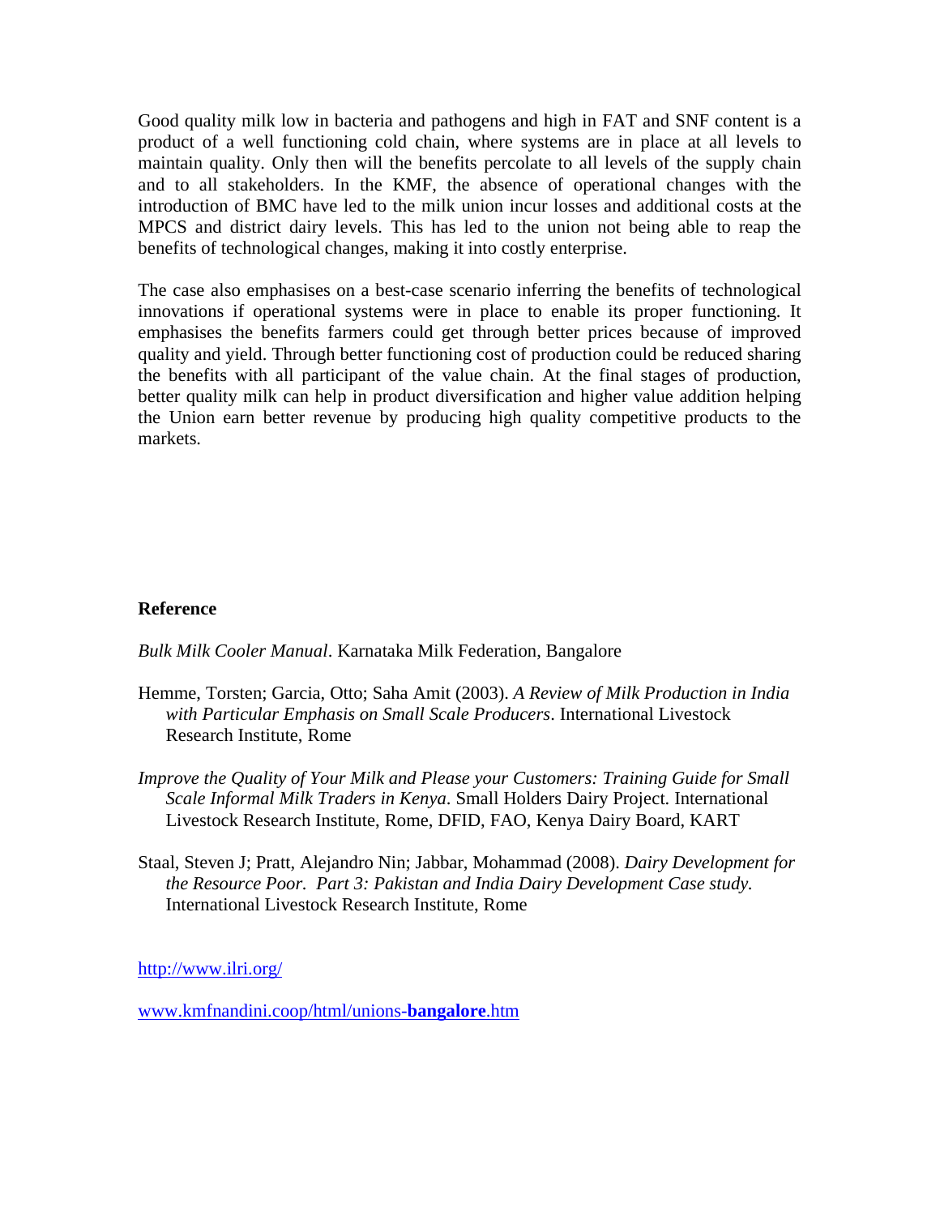Good quality milk low in bacteria and pathogens and high in FAT and SNF content is a product of a well functioning cold chain, where systems are in place at all levels to maintain quality. Only then will the benefits percolate to all levels of the supply chain and to all stakeholders. In the KMF, the absence of operational changes with the introduction of BMC have led to the milk union incur losses and additional costs at the MPCS and district dairy levels. This has led to the union not being able to reap the benefits of technological changes, making it into costly enterprise.

The case also emphasises on a best-case scenario inferring the benefits of technological innovations if operational systems were in place to enable its proper functioning. It emphasises the benefits farmers could get through better prices because of improved quality and yield. Through better functioning cost of production could be reduced sharing the benefits with all participant of the value chain. At the final stages of production, better quality milk can help in product diversification and higher value addition helping the Union earn better revenue by producing high quality competitive products to the markets.

**Reference**

*Bulk Milk Cooler Manual*. Karnataka Milk Federation, Bangalore

Hemme, Torsten; Garcia, Otto; Saha Amit (2003). *A Review of Milk Production in India with Particular Emphasis on Small Scale Producers*. International Livestock Research Institute, Rome

*Improve the Quality of Your Milk and Please your Customers: Training Guide for Small Scale Informal Milk Traders in Kenya*. Small Holders Dairy Project. International Livestock Research Institute, Rome, DFID, FAO, Kenya Dairy Board, KART

Staal, Steven J; Pratt, Alejandro Nin; Jabbar, Mohammad (2008). *Dairy Development for the Resource Poor. Part 3: Pakistan and India Dairy Development Case study.* International Livestock Research Institute, Rome

http://www.ilri.org/

www.kmfnandini.coop/html/unions-**bangalore**.htm